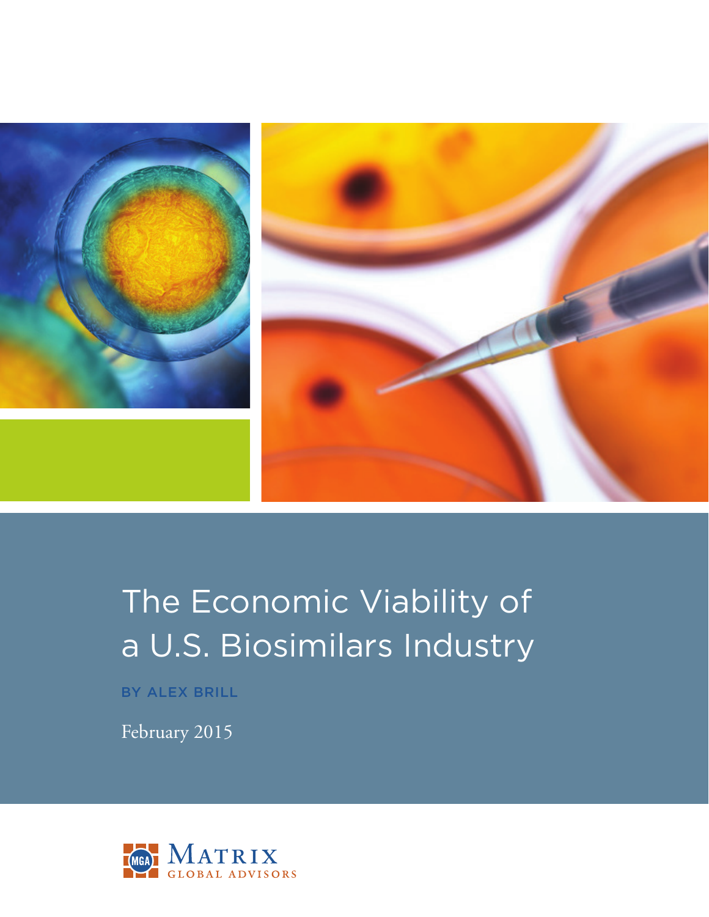# The Economic Viability of a U.S. Biosimilars Industry

BY ALEX BRILL

February 2015

MATRIX GLOBAL ADVISORS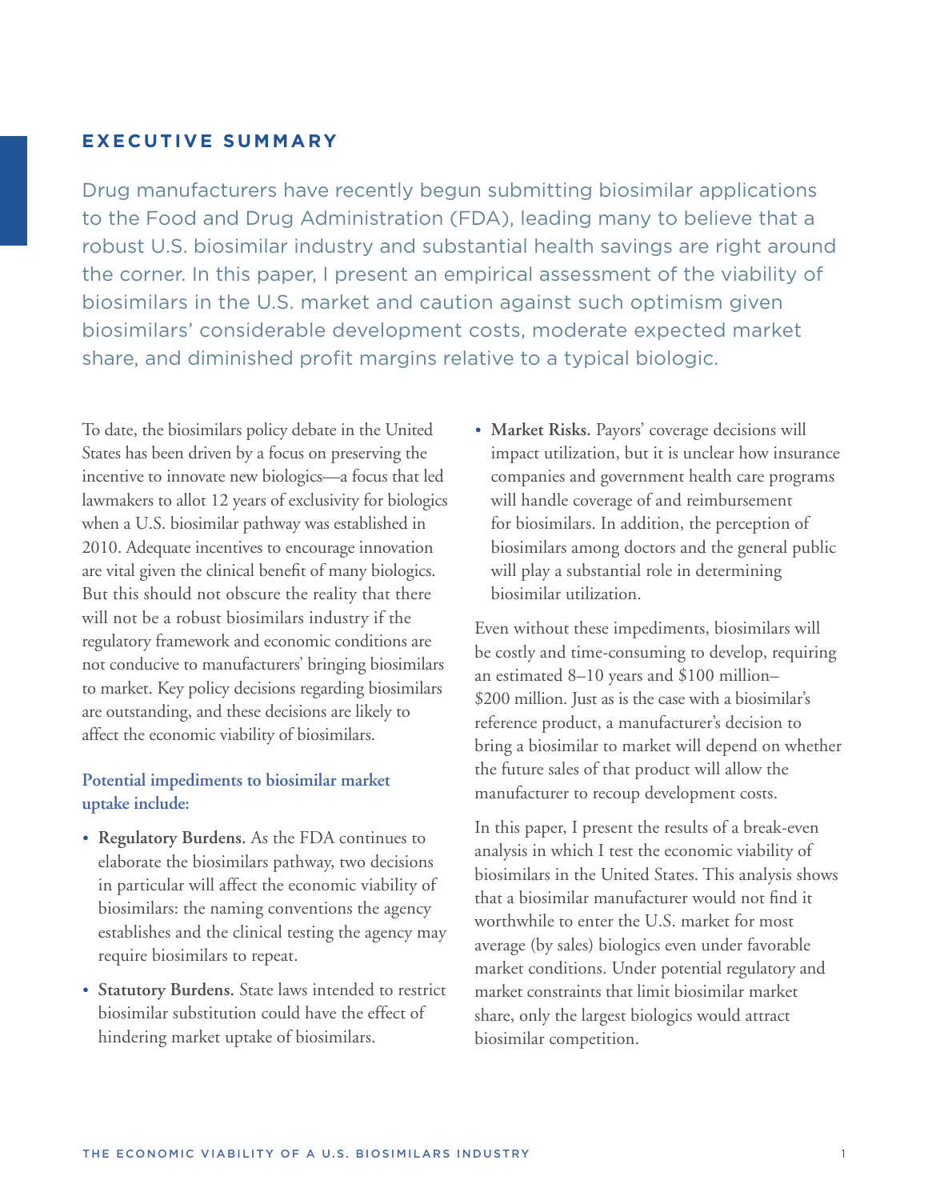## EXECUTIVE SUMMARY

Drug manufacturers have recently begun submitting biosimilar applications to the Food and Drug Administration (FDA), leading many to believe that a robust U.S. biosimilar industry and substantial health savings are right around the corner. In this paper, I present an empirical assessment of the viability of biosimilars in the U.S. market and caution against such optimism given biosimilars' considerable development costs, moderate expected market share, and diminished profit margins relative to a typical biologic.

To date, the biosimilars policy debate in the United States has been driven by a focus on preserving the incentive to innovate new biologics—a focus that led lawmakers to allot 12 years of exclusivity for biologics when a U.S. biosimilar pathway was established in 2010. Adequate incentives to encourage innovation are vital given the clinical benefit of many biologics. But this should not obscure the reality that there will not be a robust biosimilars industry if the regulatory framework and economic conditions are not conducive to manufacturers' bringing biosimilars to market. Key policy decisions regarding biosimilars are outstanding, and these decisions are likely to affect the economic viability of biosimilars.

### Potential impediments to biosimilar market uptake include:

- **Regulatory Burdens.** As the FDA continues to elaborate the biosimilars pathway, two decisions in particular will affect the economic viability of biosimilars: the naming conventions the agency establishes and the clinical testing the agency may require biosimilars to repeat.
- **Statutory Burdens.** State laws intended to restrict biosimilar substitution could have the effect of hindering market uptake of biosimilars.
- **Market Risks.** Payors' coverage decisions will impact utilization, but it is unclear how insurance companies and government health care programs will handle coverage of and reimbursement for biosimilars. In addition, the perception of biosimilars among doctors and the general public will play a substantial role in determining biosimilar utilization.

Even without these impediments, biosimilars will be costly and time-consuming to develop, requiring an estimated 8–10 years and \$100 million–\$200 million. Just as is the case with a biosimilar's reference product, a manufacturer's decision to bring a biosimilar to market will depend on whether the future sales of that product will allow the manufacturer to recoup development costs.

In this paper, I present the results of a break-even analysis in which I test the economic viability of biosimilars in the United States. This analysis shows that a biosimilar manufacturer would not find it worthwhile to enter the U.S. market for most average (by sales) biologics even under favorable market conditions. Under potential regulatory and market constraints that limit biosimilar market share, only the largest biologics would attract biosimilar competition.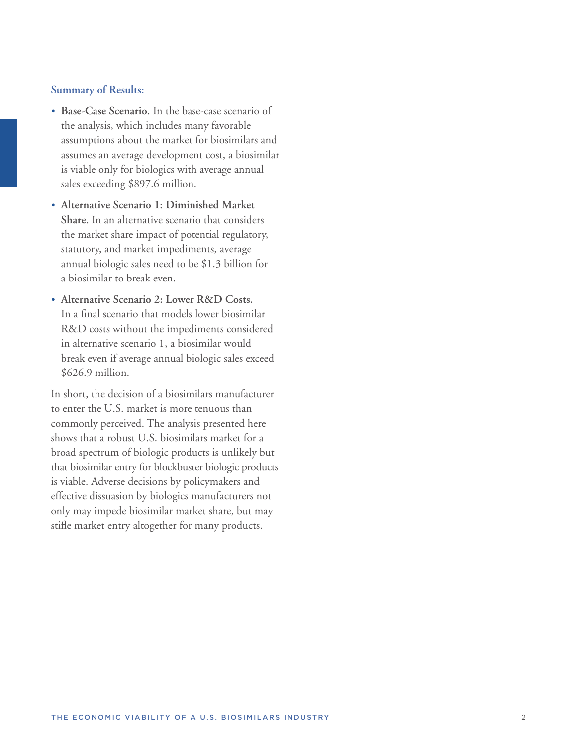### Summary of Results:

- **Base-Case Scenario.** In the base-case scenario of the analysis, which includes many favorable assumptions about the market for biosimilars and assumes an average development cost, a biosimilar is viable only for biologics with average annual sales exceeding $897.6 million.
- **Alternative Scenario 1: Diminished Market Share.** In an alternative scenario that considers the market share impact of potential regulatory, statutory, and market impediments, average annual biologic sales need to be $1.3 billion for a biosimilar to break even.
- **Alternative Scenario 2: Lower R&D Costs.** In a final scenario that models lower biosimilar R&D costs without the impediments considered in alternative scenario 1, a biosimilar would break even if average annual biologic sales exceed $626.9 million.

In short, the decision of a biosimilars manufacturer to enter the U.S. market is more tenuous than commonly perceived. The analysis presented here shows that a robust U.S. biosimilars market for a broad spectrum of biologic products is unlikely but that biosimilar entry for blockbuster biologic products is viable. Adverse decisions by policymakers and effective dissuasion by biologics manufacturers not only may impede biosimilar market share, but may stifle market entry altogether for many products.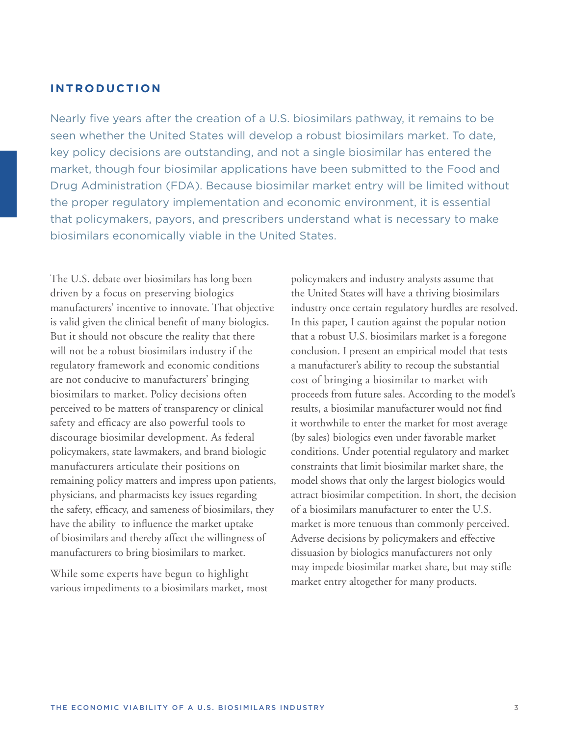## INTRODUCTION

Nearly five years after the creation of a U.S. biosimilars pathway, it remains to be seen whether the United States will develop a robust biosimilars market. To date, key policy decisions are outstanding, and not a single biosimilar has entered the market, though four biosimilar applications have been submitted to the Food and Drug Administration (FDA). Because biosimilar market entry will be limited without the proper regulatory implementation and economic environment, it is essential that policymakers, payors, and prescribers understand what is necessary to make biosimilars economically viable in the United States.

The U.S. debate over biosimilars has long been driven by a focus on preserving biologics manufacturers' incentive to innovate. That objective is valid given the clinical benefit of many biologics. But it should not obscure the reality that there will not be a robust biosimilars industry if the regulatory framework and economic conditions are not conducive to manufacturers' bringing biosimilars to market. Policy decisions often perceived to be matters of transparency or clinical safety and efficacy are also powerful tools to discourage biosimilar development. As federal policymakers, state lawmakers, and brand biologic manufacturers articulate their positions on remaining policy matters and impress upon patients, physicians, and pharmacists key issues regarding the safety, efficacy, and sameness of biosimilars, they have the ability to influence the market uptake of biosimilars and thereby affect the willingness of manufacturers to bring biosimilars to market.

While some experts have begun to highlight various impediments to a biosimilars market, most policymakers and industry analysts assume that the United States will have a thriving biosimilars industry once certain regulatory hurdles are resolved. In this paper, I caution against the popular notion that a robust U.S. biosimilars market is a foregone conclusion. I present an empirical model that tests a manufacturer's ability to recoup the substantial cost of bringing a biosimilar to market with proceeds from future sales. According to the model's results, a biosimilar manufacturer would not find it worthwhile to enter the market for most average (by sales) biologics even under favorable market conditions. Under potential regulatory and market constraints that limit biosimilar market share, the model shows that only the largest biologics would attract biosimilar competition. In short, the decision of a biosimilars manufacturer to enter the U.S. market is more tenuous than commonly perceived. Adverse decisions by policymakers and effective dissuasion by biologics manufacturers not only may impede biosimilar market share, but may stifle market entry altogether for many products.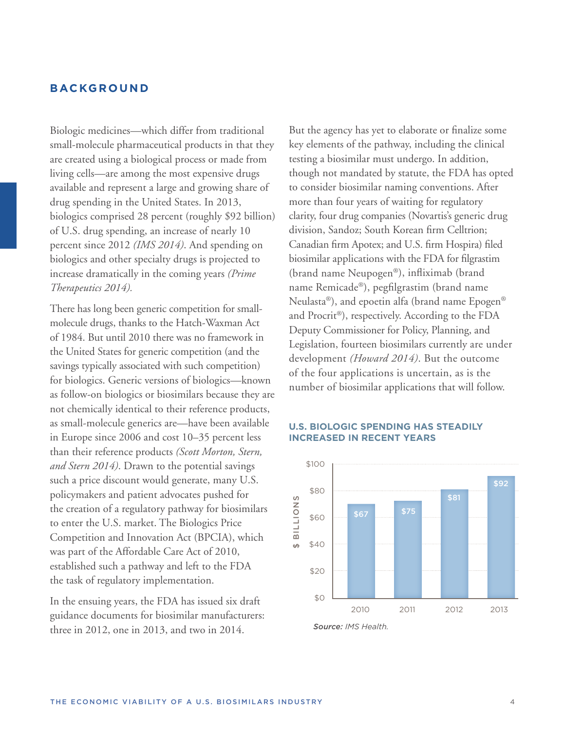## BACKGROUND

Biologic medicines—which differ from traditional small-molecule pharmaceutical products in that they are created using a biological process or made from living cells—are among the most expensive drugs available and represent a large and growing share of drug spending in the United States. In 2013, biologics comprised 28 percent (roughly $92 billion) of U.S. drug spending, an increase of nearly 10 percent since 2012 *(IMS 2014)*. And spending on biologics and other specialty drugs is projected to increase dramatically in the coming years *(Prime Therapeutics 2014)*.

There has long been generic competition for small-molecule drugs, thanks to the Hatch-Waxman Act of 1984. But until 2010 there was no framework in the United States for generic competition (and the savings typically associated with such competition) for biologics. Generic versions of biologics—known as follow-on biologics or biosimilars because they are not chemically identical to their reference products, as small-molecule generics are—have been available in Europe since 2006 and cost 10–35 percent less than their reference products *(Scott Morton, Stern, and Stern 2014)*. Drawn to the potential savings such a price discount would generate, many U.S. policymakers and patient advocates pushed for the creation of a regulatory pathway for biosimilars to enter the U.S. market. The Biologics Price Competition and Innovation Act (BPCIA), which was part of the Affordable Care Act of 2010, established such a pathway and left to the FDA the task of regulatory implementation.

In the ensuing years, the FDA has issued six draft guidance documents for biosimilar manufacturers: three in 2012, one in 2013, and two in 2014. But the agency has yet to elaborate or finalize some key elements of the pathway, including the clinical testing a biosimilar must undergo. In addition, though not mandated by statute, the FDA has opted to consider biosimilar naming conventions. After more than four years of waiting for regulatory clarity, four drug companies (Novartis's generic drug division, Sandoz; South Korean firm Celltrion; Canadian firm Apotex; and U.S. firm Hospira) filed biosimilar applications with the FDA for filgrastim (brand name Neupogen®), infliximab (brand name Remicade®), pegfilgrastim (brand name Neulasta®), and epoetin alfa (brand name Epogen® and Procrit®), respectively. According to the FDA Deputy Commissioner for Policy, Planning, and Legislation, fourteen biosimilars currently are under development *(Howard 2014)*. But the outcome of the four applications is uncertain, as is the number of biosimilar applications that will follow.

**U.S. BIOLOGIC SPENDING HAS STEADILY INCREASED IN RECENT YEARS**

| Year | $ Billions |
|---|---|
| 2010 | $67 |
| 2011 | $75 |
| 2012 | $81 |
| 2013 | $92 |

*Source:* IMS Health.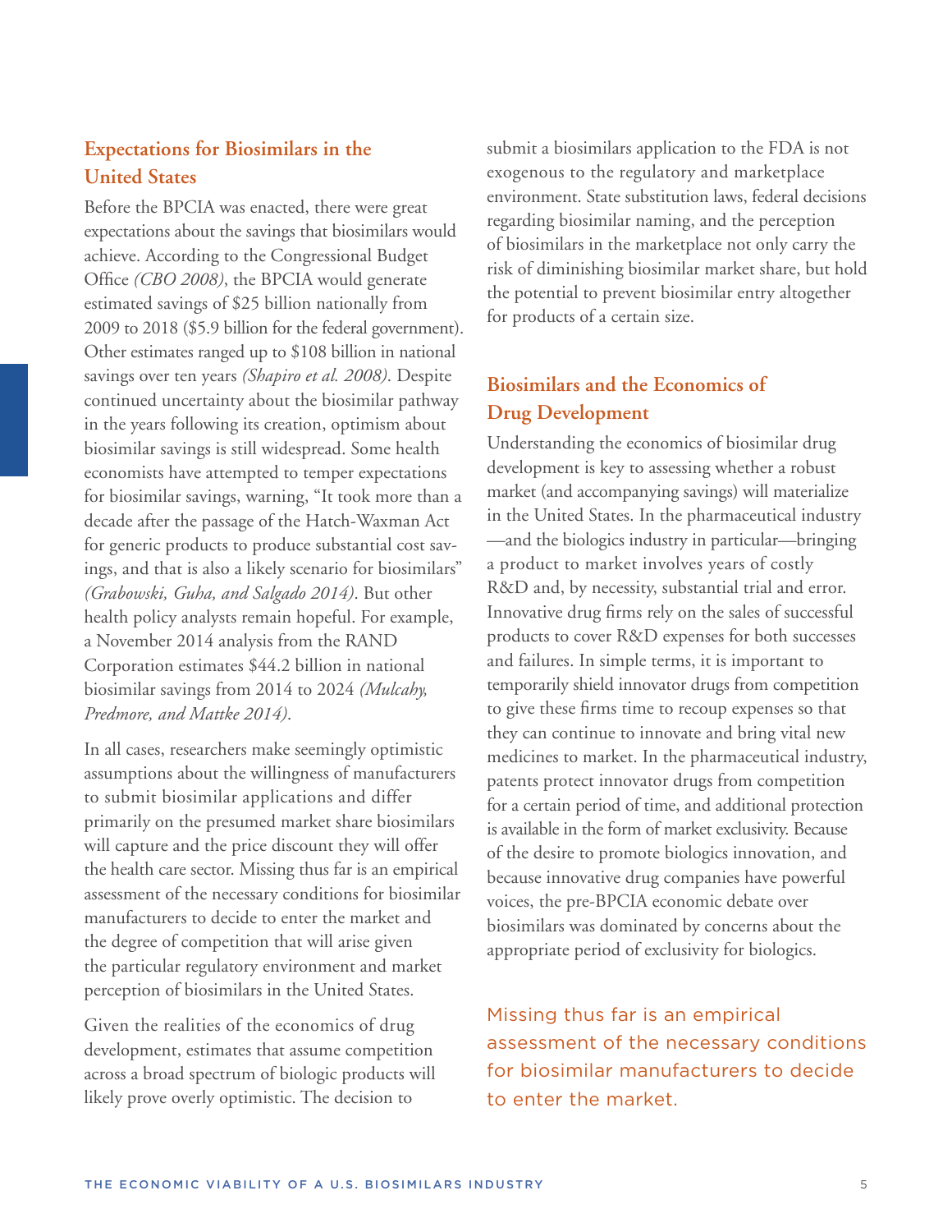## Expectations for Biosimilars in the United States

Before the BPCIA was enacted, there were great expectations about the savings that biosimilars would achieve. According to the Congressional Budget Office *(CBO 2008)*, the BPCIA would generate estimated savings of $25 billion nationally from 2009 to 2018 ($5.9 billion for the federal government). Other estimates ranged up to $108 billion in national savings over ten years *(Shapiro et al. 2008)*. Despite continued uncertainty about the biosimilar pathway in the years following its creation, optimism about biosimilar savings is still widespread. Some health economists have attempted to temper expectations for biosimilar savings, warning, "It took more than a decade after the passage of the Hatch-Waxman Act for generic products to produce substantial cost savings, and that is also a likely scenario for biosimilars" *(Grabowski, Guha, and Salgado 2014)*. But other health policy analysts remain hopeful. For example, a November 2014 analysis from the RAND Corporation estimates $44.2 billion in national biosimilar savings from 2014 to 2024 *(Mulcahy, Predmore, and Mattke 2014)*.

In all cases, researchers make seemingly optimistic assumptions about the willingness of manufacturers to submit biosimilar applications and differ primarily on the presumed market share biosimilars will capture and the price discount they will offer the health care sector. Missing thus far is an empirical assessment of the necessary conditions for biosimilar manufacturers to decide to enter the market and the degree of competition that will arise given the particular regulatory environment and market perception of biosimilars in the United States.

Given the realities of the economics of drug development, estimates that assume competition across a broad spectrum of biologic products will likely prove overly optimistic. The decision to submit a biosimilars application to the FDA is not exogenous to the regulatory and marketplace environment. State substitution laws, federal decisions regarding biosimilar naming, and the perception of biosimilars in the marketplace not only carry the risk of diminishing biosimilar market share, but hold the potential to prevent biosimilar entry altogether for products of a certain size.

## Biosimilars and the Economics of Drug Development

Understanding the economics of biosimilar drug development is key to assessing whether a robust market (and accompanying savings) will materialize in the United States. In the pharmaceutical industry—and the biologics industry in particular—bringing a product to market involves years of costly R&D and, by necessity, substantial trial and error. Innovative drug firms rely on the sales of successful products to cover R&D expenses for both successes and failures. In simple terms, it is important to temporarily shield innovator drugs from competition to give these firms time to recoup expenses so that they can continue to innovate and bring vital new medicines to market. In the pharmaceutical industry, patents protect innovator drugs from competition for a certain period of time, and additional protection is available in the form of market exclusivity. Because of the desire to promote biologics innovation, and because innovative drug companies have powerful voices, the pre-BPCIA economic debate over biosimilars was dominated by concerns about the appropriate period of exclusivity for biologics.

Missing thus far is an empirical assessment of the necessary conditions for biosimilar manufacturers to decide to enter the market.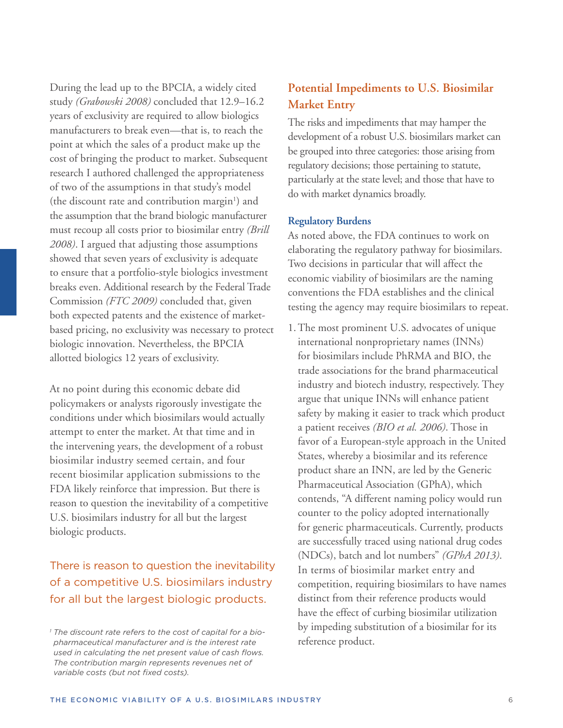During the lead up to the BPCIA, a widely cited study *(Grabowski 2008)* concluded that 12.9–16.2 years of exclusivity are required to allow biologics manufacturers to break even—that is, to reach the point at which the sales of a product make up the cost of bringing the product to market. Subsequent research I authored challenged the appropriateness of two of the assumptions in that study's model (the discount rate and contribution margin[1]) and the assumption that the brand biologic manufacturer must recoup all costs prior to biosimilar entry *(Brill 2008)*. I argued that adjusting those assumptions showed that seven years of exclusivity is adequate to ensure that a portfolio-style biologics investment breaks even. Additional research by the Federal Trade Commission *(FTC 2009)* concluded that, given both expected patents and the existence of market-based pricing, no exclusivity was necessary to protect biologic innovation. Nevertheless, the BPCIA allotted biologics 12 years of exclusivity.

At no point during this economic debate did policymakers or analysts rigorously investigate the conditions under which biosimilars would actually attempt to enter the market. At that time and in the intervening years, the development of a robust biosimilar industry seemed certain, and four recent biosimilar application submissions to the FDA likely reinforce that impression. But there is reason to question the inevitability of a competitive U.S. biosimilars industry for all but the largest biologic products.

> There is reason to question the inevitability of a competitive U.S. biosimilars industry for all but the largest biologic products.

[1] *The discount rate refers to the cost of capital for a biopharmaceutical manufacturer and is the interest rate used in calculating the net present value of cash flows. The contribution margin represents revenues net of variable costs (but not fixed costs).*

## Potential Impediments to U.S. Biosimilar Market Entry

The risks and impediments that may hamper the development of a robust U.S. biosimilars market can be grouped into three categories: those arising from regulatory decisions; those pertaining to statute, particularly at the state level; and those that have to do with market dynamics broadly.

### Regulatory Burdens

As noted above, the FDA continues to work on elaborating the regulatory pathway for biosimilars. Two decisions in particular that will affect the economic viability of biosimilars are the naming conventions the FDA establishes and the clinical testing the agency may require biosimilars to repeat.

1. The most prominent U.S. advocates of unique international nonproprietary names (INNs) for biosimilars include PhRMA and BIO, the trade associations for the brand pharmaceutical industry and biotech industry, respectively. They argue that unique INNs will enhance patient safety by making it easier to track which product a patient receives *(BIO et al. 2006)*. Those in favor of a European-style approach in the United States, whereby a biosimilar and its reference product share an INN, are led by the Generic Pharmaceutical Association (GPhA), which contends, "A different naming policy would run counter to the policy adopted internationally for generic pharmaceuticals. Currently, products are successfully traced using national drug codes (NDCs), batch and lot numbers" *(GPhA 2013)*. In terms of biosimilar market entry and competition, requiring biosimilars to have names distinct from their reference products would have the effect of curbing biosimilar utilization by impeding substitution of a biosimilar for its reference product.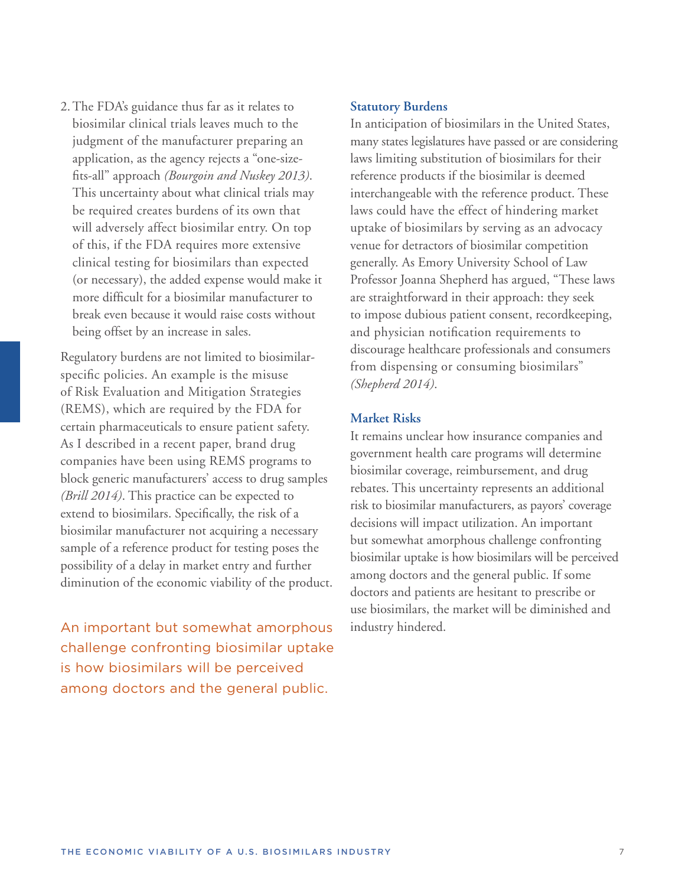2. The FDA's guidance thus far as it relates to biosimilar clinical trials leaves much to the judgment of the manufacturer preparing an application, as the agency rejects a "one-size-fits-all" approach *(Bourgoin and Nuskey 2013)*. This uncertainty about what clinical trials may be required creates burdens of its own that will adversely affect biosimilar entry. On top of this, if the FDA requires more extensive clinical testing for biosimilars than expected (or necessary), the added expense would make it more difficult for a biosimilar manufacturer to break even because it would raise costs without being offset by an increase in sales.

Regulatory burdens are not limited to biosimilar-specific policies. An example is the misuse of Risk Evaluation and Mitigation Strategies (REMS), which are required by the FDA for certain pharmaceuticals to ensure patient safety. As I described in a recent paper, brand drug companies have been using REMS programs to block generic manufacturers' access to drug samples *(Brill 2014)*. This practice can be expected to extend to biosimilars. Specifically, the risk of a biosimilar manufacturer not acquiring a necessary sample of a reference product for testing poses the possibility of a delay in market entry and further diminution of the economic viability of the product.

An important but somewhat amorphous challenge confronting biosimilar uptake is how biosimilars will be perceived among doctors and the general public.

### Statutory Burdens

In anticipation of biosimilars in the United States, many states legislatures have passed or are considering laws limiting substitution of biosimilars for their reference products if the biosimilar is deemed interchangeable with the reference product. These laws could have the effect of hindering market uptake of biosimilars by serving as an advocacy venue for detractors of biosimilar competition generally. As Emory University School of Law Professor Joanna Shepherd has argued, "These laws are straightforward in their approach: they seek to impose dubious patient consent, recordkeeping, and physician notification requirements to discourage healthcare professionals and consumers from dispensing or consuming biosimilars" *(Shepherd 2014)*.

### Market Risks

It remains unclear how insurance companies and government health care programs will determine biosimilar coverage, reimbursement, and drug rebates. This uncertainty represents an additional risk to biosimilar manufacturers, as payors' coverage decisions will impact utilization. An important but somewhat amorphous challenge confronting biosimilar uptake is how biosimilars will be perceived among doctors and the general public. If some doctors and patients are hesitant to prescribe or use biosimilars, the market will be diminished and industry hindered.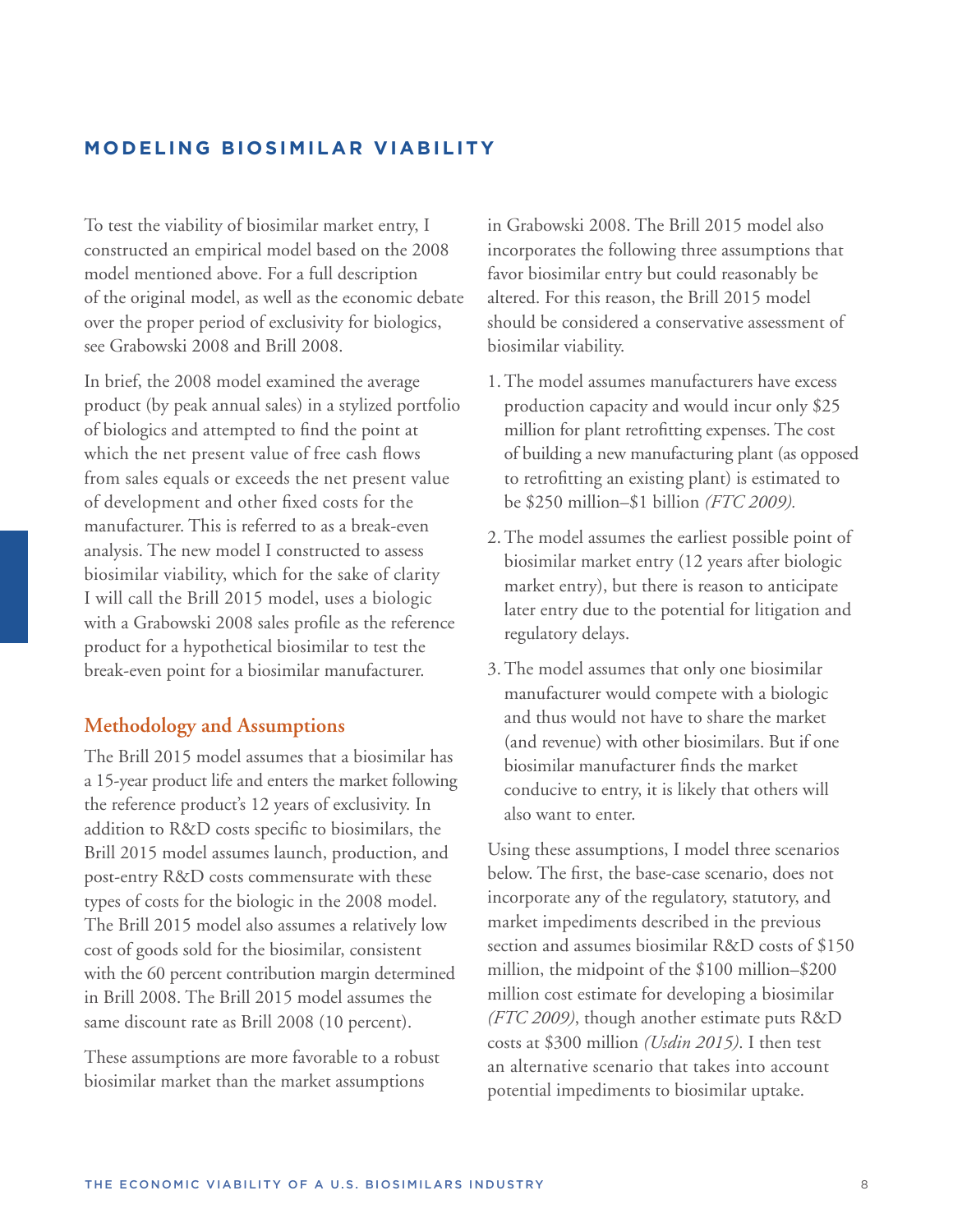## MODELING BIOSIMILAR VIABILITY

To test the viability of biosimilar market entry, I constructed an empirical model based on the 2008 model mentioned above. For a full description of the original model, as well as the economic debate over the proper period of exclusivity for biologics, see Grabowski 2008 and Brill 2008.

In brief, the 2008 model examined the average product (by peak annual sales) in a stylized portfolio of biologics and attempted to find the point at which the net present value of free cash flows from sales equals or exceeds the net present value of development and other fixed costs for the manufacturer. This is referred to as a break-even analysis. The new model I constructed to assess biosimilar viability, which for the sake of clarity I will call the Brill 2015 model, uses a biologic with a Grabowski 2008 sales profile as the reference product for a hypothetical biosimilar to test the break-even point for a biosimilar manufacturer.

### Methodology and Assumptions

The Brill 2015 model assumes that a biosimilar has a 15-year product life and enters the market following the reference product's 12 years of exclusivity. In addition to R&D costs specific to biosimilars, the Brill 2015 model assumes launch, production, and post-entry R&D costs commensurate with these types of costs for the biologic in the 2008 model. The Brill 2015 model also assumes a relatively low cost of goods sold for the biosimilar, consistent with the 60 percent contribution margin determined in Brill 2008. The Brill 2015 model assumes the same discount rate as Brill 2008 (10 percent).

These assumptions are more favorable to a robust biosimilar market than the market assumptions in Grabowski 2008. The Brill 2015 model also incorporates the following three assumptions that favor biosimilar entry but could reasonably be altered. For this reason, the Brill 2015 model should be considered a conservative assessment of biosimilar viability.

1. The model assumes manufacturers have excess production capacity and would incur only $25 million for plant retrofitting expenses. The cost of building a new manufacturing plant (as opposed to retrofitting an existing plant) is estimated to be $250 million–$1 billion *(FTC 2009).*
2. The model assumes the earliest possible point of biosimilar market entry (12 years after biologic market entry), but there is reason to anticipate later entry due to the potential for litigation and regulatory delays.
3. The model assumes that only one biosimilar manufacturer would compete with a biologic and thus would not have to share the market (and revenue) with other biosimilars. But if one biosimilar manufacturer finds the market conducive to entry, it is likely that others will also want to enter.

Using these assumptions, I model three scenarios below. The first, the base-case scenario, does not incorporate any of the regulatory, statutory, and market impediments described in the previous section and assumes biosimilar R&D costs of $150 million, the midpoint of the $100 million–$200 million cost estimate for developing a biosimilar *(FTC 2009)*, though another estimate puts R&D costs at $300 million *(Usdin 2015)*. I then test an alternative scenario that takes into account potential impediments to biosimilar uptake.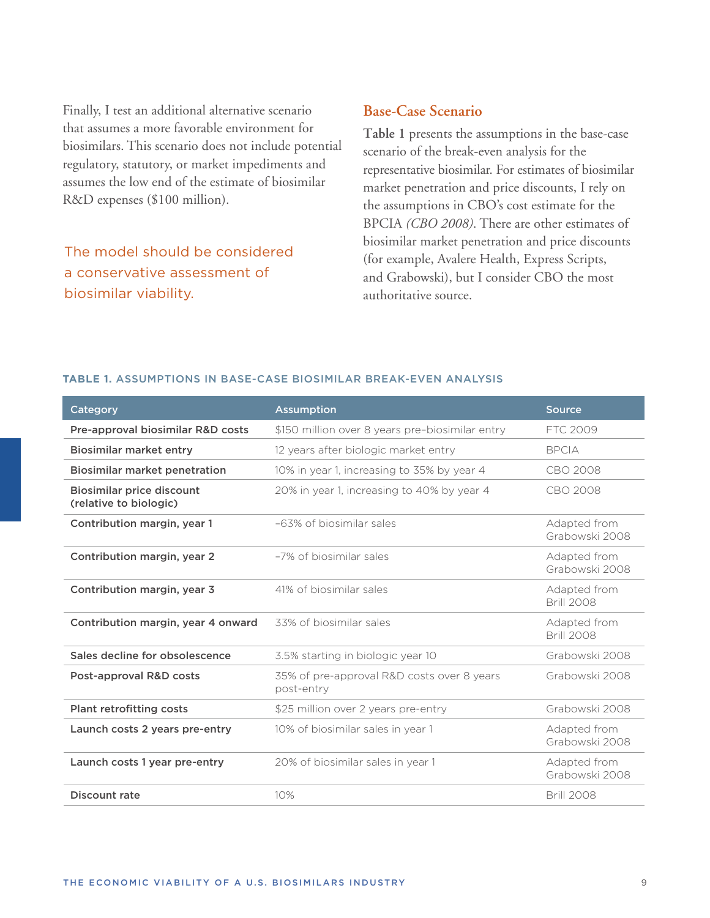Finally, I test an additional alternative scenario that assumes a more favorable environment for biosimilars. This scenario does not include potential regulatory, statutory, or market impediments and assumes the low end of the estimate of biosimilar R&D expenses ($100 million).

The model should be considered a conservative assessment of biosimilar viability.

## Base-Case Scenario

**Table 1** presents the assumptions in the base-case scenario of the break-even analysis for the representative biosimilar. For estimates of biosimilar market penetration and price discounts, I rely on the assumptions in CBO's cost estimate for the BPCIA *(CBO 2008)*. There are other estimates of biosimilar market penetration and price discounts (for example, Avalere Health, Express Scripts, and Grabowski), but I consider CBO the most authoritative source.

**TABLE 1.** ASSUMPTIONS IN BASE-CASE BIOSIMILAR BREAK-EVEN ANALYSIS

| Category | Assumption | Source |
|---|---|---|
| **Pre-approval biosimilar R&D costs** | $150 million over 8 years pre–biosimilar entry | FTC 2009 |
| **Biosimilar market entry** | 12 years after biologic market entry | BPCIA |
| **Biosimilar market penetration** | 10% in year 1, increasing to 35% by year 4 | CBO 2008 |
| **Biosimilar price discount (relative to biologic)** | 20% in year 1, increasing to 40% by year 4 | CBO 2008 |
| **Contribution margin, year 1** | –63% of biosimilar sales | Adapted from Grabowski 2008 |
| **Contribution margin, year 2** | –7% of biosimilar sales | Adapted from Grabowski 2008 |
| **Contribution margin, year 3** | 41% of biosimilar sales | Adapted from Brill 2008 |
| **Contribution margin, year 4 onward** | 33% of biosimilar sales | Adapted from Brill 2008 |
| **Sales decline for obsolescence** | 3.5% starting in biologic year 10 | Grabowski 2008 |
| **Post-approval R&D costs** | 35% of pre-approval R&D costs over 8 years post-entry | Grabowski 2008 |
| **Plant retrofitting costs** | $25 million over 2 years pre-entry | Grabowski 2008 |
| **Launch costs 2 years pre-entry** | 10% of biosimilar sales in year 1 | Adapted from Grabowski 2008 |
| **Launch costs 1 year pre-entry** | 20% of biosimilar sales in year 1 | Adapted from Grabowski 2008 |
| **Discount rate** | 10% | Brill 2008 |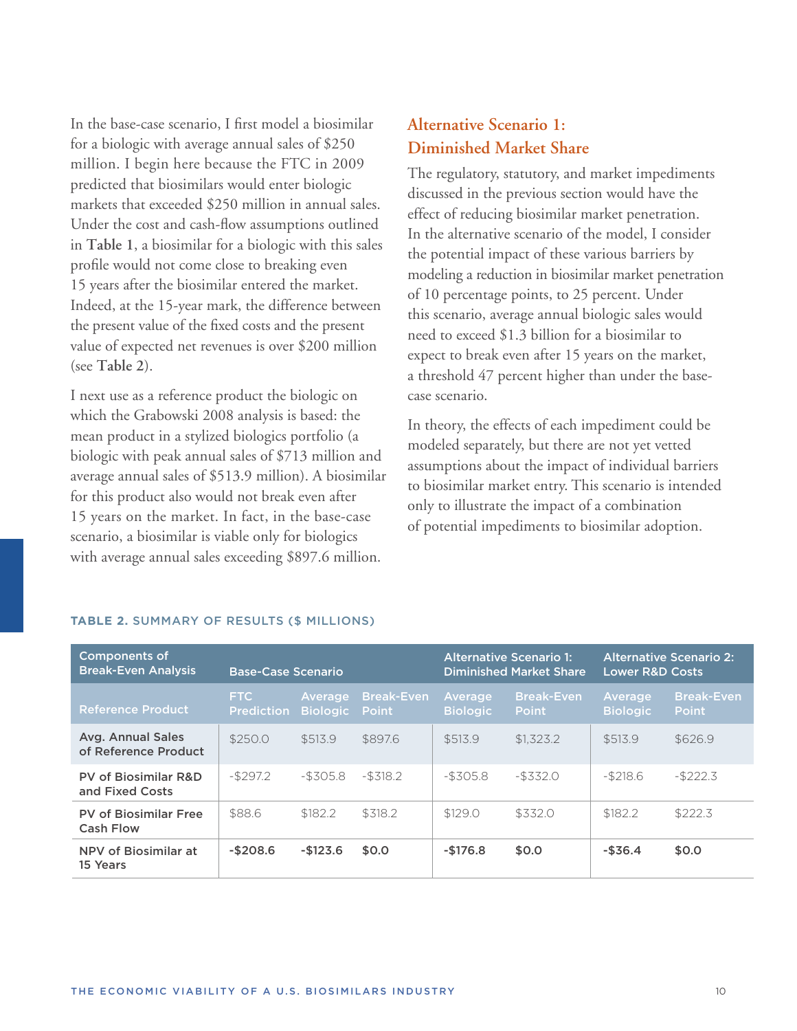In the base-case scenario, I first model a biosimilar for a biologic with average annual sales of $250 million. I begin here because the FTC in 2009 predicted that biosimilars would enter biologic markets that exceeded $250 million in annual sales. Under the cost and cash-flow assumptions outlined in **Table 1**, a biosimilar for a biologic with this sales profile would not come close to breaking even 15 years after the biosimilar entered the market. Indeed, at the 15-year mark, the difference between the present value of the fixed costs and the present value of expected net revenues is over $200 million (see **Table 2**).

I next use as a reference product the biologic on which the Grabowski 2008 analysis is based: the mean product in a stylized biologics portfolio (a biologic with peak annual sales of $713 million and average annual sales of $513.9 million). A biosimilar for this product also would not break even after 15 years on the market. In fact, in the base-case scenario, a biosimilar is viable only for biologics with average annual sales exceeding $897.6 million.

## Alternative Scenario 1: Diminished Market Share

The regulatory, statutory, and market impediments discussed in the previous section would have the effect of reducing biosimilar market penetration. In the alternative scenario of the model, I consider the potential impact of these various barriers by modeling a reduction in biosimilar market penetration of 10 percentage points, to 25 percent. Under this scenario, average annual biologic sales would need to exceed $1.3 billion for a biosimilar to expect to break even after 15 years on the market, a threshold 47 percent higher than under the base-case scenario.

In theory, the effects of each impediment could be modeled separately, but there are not yet vetted assumptions about the impact of individual barriers to biosimilar market entry. This scenario is intended only to illustrate the impact of a combination of potential impediments to biosimilar adoption.

**TABLE 2.** SUMMARY OF RESULTS ($ MILLIONS)

| Components of Break-Even Analysis | Base-Case Scenario | | | Alternative Scenario 1: Diminished Market Share | | Alternative Scenario 2: Lower R&D Costs | |
|---|---|---|---|---|---|---|---|
| Reference Product | FTC Prediction | Average Biologic | Break-Even Point | Average Biologic | Break-Even Point | Average Biologic | Break-Even Point |
| Avg. Annual Sales of Reference Product | $250.0 | $513.9 | $897.6 | $513.9 | $1,323.2 | $513.9 | $626.9 |
| PV of Biosimilar R&D and Fixed Costs | -$297.2 | -$305.8 | -$318.2 | -$305.8 | -$332.0 | -$218.6 | -$222.3 |
| PV of Biosimilar Free Cash Flow | $88.6 | $182.2 | $318.2 | $129.0 | $332.0 | $182.2 | $222.3 |
| **NPV of Biosimilar at 15 Years** | **-$208.6** | **-$123.6** | **$0.0** | **-$176.8** | **$0.0** | **-$36.4** | **$0.0** |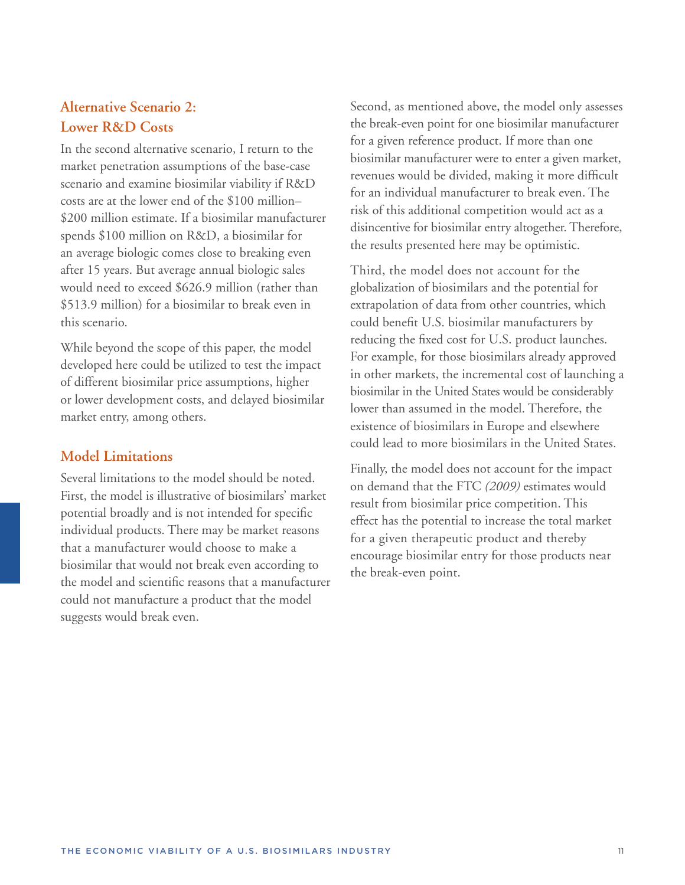### Alternative Scenario 2: Lower R&D Costs

In the second alternative scenario, I return to the market penetration assumptions of the base-case scenario and examine biosimilar viability if R&D costs are at the lower end of the $100 million–$200 million estimate. If a biosimilar manufacturer spends $100 million on R&D, a biosimilar for an average biologic comes close to breaking even after 15 years. But average annual biologic sales would need to exceed $626.9 million (rather than $513.9 million) for a biosimilar to break even in this scenario.

While beyond the scope of this paper, the model developed here could be utilized to test the impact of different biosimilar price assumptions, higher or lower development costs, and delayed biosimilar market entry, among others.

### Model Limitations

Several limitations to the model should be noted. First, the model is illustrative of biosimilars' market potential broadly and is not intended for specific individual products. There may be market reasons that a manufacturer would choose to make a biosimilar that would not break even according to the model and scientific reasons that a manufacturer could not manufacture a product that the model suggests would break even.

Second, as mentioned above, the model only assesses the break-even point for one biosimilar manufacturer for a given reference product. If more than one biosimilar manufacturer were to enter a given market, revenues would be divided, making it more difficult for an individual manufacturer to break even. The risk of this additional competition would act as a disincentive for biosimilar entry altogether. Therefore, the results presented here may be optimistic.

Third, the model does not account for the globalization of biosimilars and the potential for extrapolation of data from other countries, which could benefit U.S. biosimilar manufacturers by reducing the fixed cost for U.S. product launches. For example, for those biosimilars already approved in other markets, the incremental cost of launching a biosimilar in the United States would be considerably lower than assumed in the model. Therefore, the existence of biosimilars in Europe and elsewhere could lead to more biosimilars in the United States.

Finally, the model does not account for the impact on demand that the FTC *(2009)* estimates would result from biosimilar price competition. This effect has the potential to increase the total market for a given therapeutic product and thereby encourage biosimilar entry for those products near the break-even point.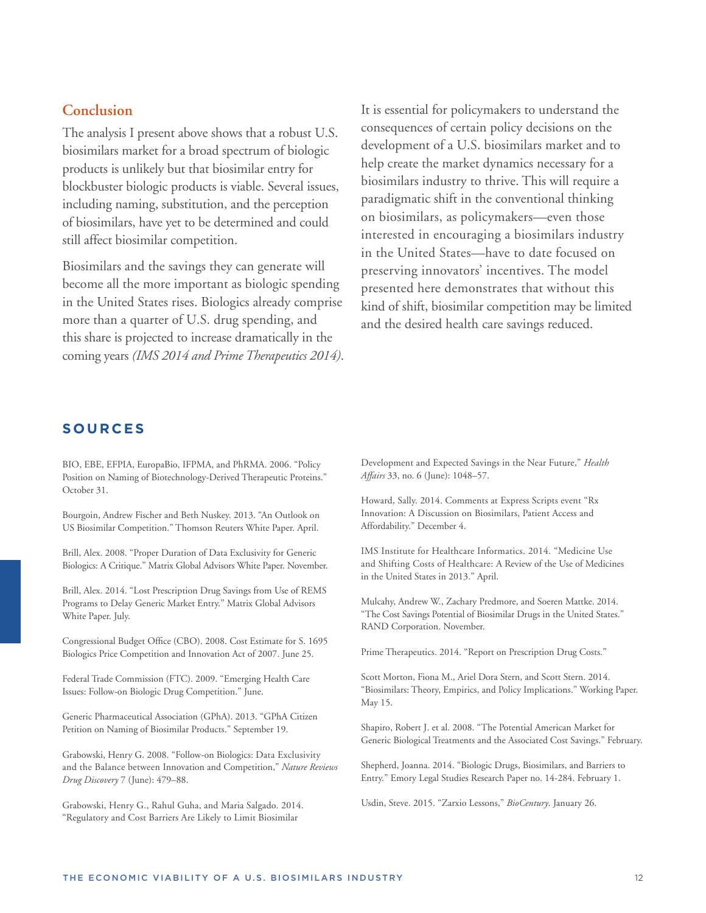## Conclusion

The analysis I present above shows that a robust U.S. biosimilars market for a broad spectrum of biologic products is unlikely but that biosimilar entry for blockbuster biologic products is viable. Several issues, including naming, substitution, and the perception of biosimilars, have yet to be determined and could still affect biosimilar competition.

Biosimilars and the savings they can generate will become all the more important as biologic spending in the United States rises. Biologics already comprise more than a quarter of U.S. drug spending, and this share is projected to increase dramatically in the coming years *(IMS 2014 and Prime Therapeutics 2014)*.

It is essential for policymakers to understand the consequences of certain policy decisions on the development of a U.S. biosimilars market and to help create the market dynamics necessary for a biosimilars industry to thrive. This will require a paradigmatic shift in the conventional thinking on biosimilars, as policymakers—even those interested in encouraging a biosimilars industry in the United States—have to date focused on preserving innovators' incentives. The model presented here demonstrates that without this kind of shift, biosimilar competition may be limited and the desired health care savings reduced.

## SOURCES

BIO, EBE, EFPIA, EuropaBio, IFPMA, and PhRMA. 2006. "Policy Position on Naming of Biotechnology-Derived Therapeutic Proteins." October 31.

Bourgoin, Andrew Fischer and Beth Nuskey. 2013. "An Outlook on US Biosimilar Competition." Thomson Reuters White Paper. April.

Brill, Alex. 2008. "Proper Duration of Data Exclusivity for Generic Biologics: A Critique." Matrix Global Advisors White Paper. November.

Brill, Alex. 2014. "Lost Prescription Drug Savings from Use of REMS Programs to Delay Generic Market Entry." Matrix Global Advisors White Paper. July.

Congressional Budget Office (CBO). 2008. Cost Estimate for S. 1695 Biologics Price Competition and Innovation Act of 2007. June 25.

Federal Trade Commission (FTC). 2009. "Emerging Health Care Issues: Follow-on Biologic Drug Competition." June.

Generic Pharmaceutical Association (GPhA). 2013. "GPhA Citizen Petition on Naming of Biosimilar Products." September 19.

Grabowski, Henry G. 2008. "Follow-on Biologics: Data Exclusivity and the Balance between Innovation and Competition," *Nature Reviews Drug Discovery* 7 (June): 479–88.

Grabowski, Henry G., Rahul Guha, and Maria Salgado. 2014. "Regulatory and Cost Barriers Are Likely to Limit Biosimilar Development and Expected Savings in the Near Future," *Health Affairs* 33, no. 6 (June): 1048–57.

Howard, Sally. 2014. Comments at Express Scripts event "Rx Innovation: A Discussion on Biosimilars, Patient Access and Affordability." December 4.

IMS Institute for Healthcare Informatics. 2014. "Medicine Use and Shifting Costs of Healthcare: A Review of the Use of Medicines in the United States in 2013." April.

Mulcahy, Andrew W., Zachary Predmore, and Soeren Mattke. 2014. "The Cost Savings Potential of Biosimilar Drugs in the United States." RAND Corporation. November.

Prime Therapeutics. 2014. "Report on Prescription Drug Costs."

Scott Morton, Fiona M., Ariel Dora Stern, and Scott Stern. 2014. "Biosimilars: Theory, Empirics, and Policy Implications." Working Paper. May 15.

Shapiro, Robert J. et al. 2008. "The Potential American Market for Generic Biological Treatments and the Associated Cost Savings." February.

Shepherd, Joanna. 2014. "Biologic Drugs, Biosimilars, and Barriers to Entry." Emory Legal Studies Research Paper no. 14-284. February 1.

Usdin, Steve. 2015. "Zarxio Lessons," *BioCentury*. January 26.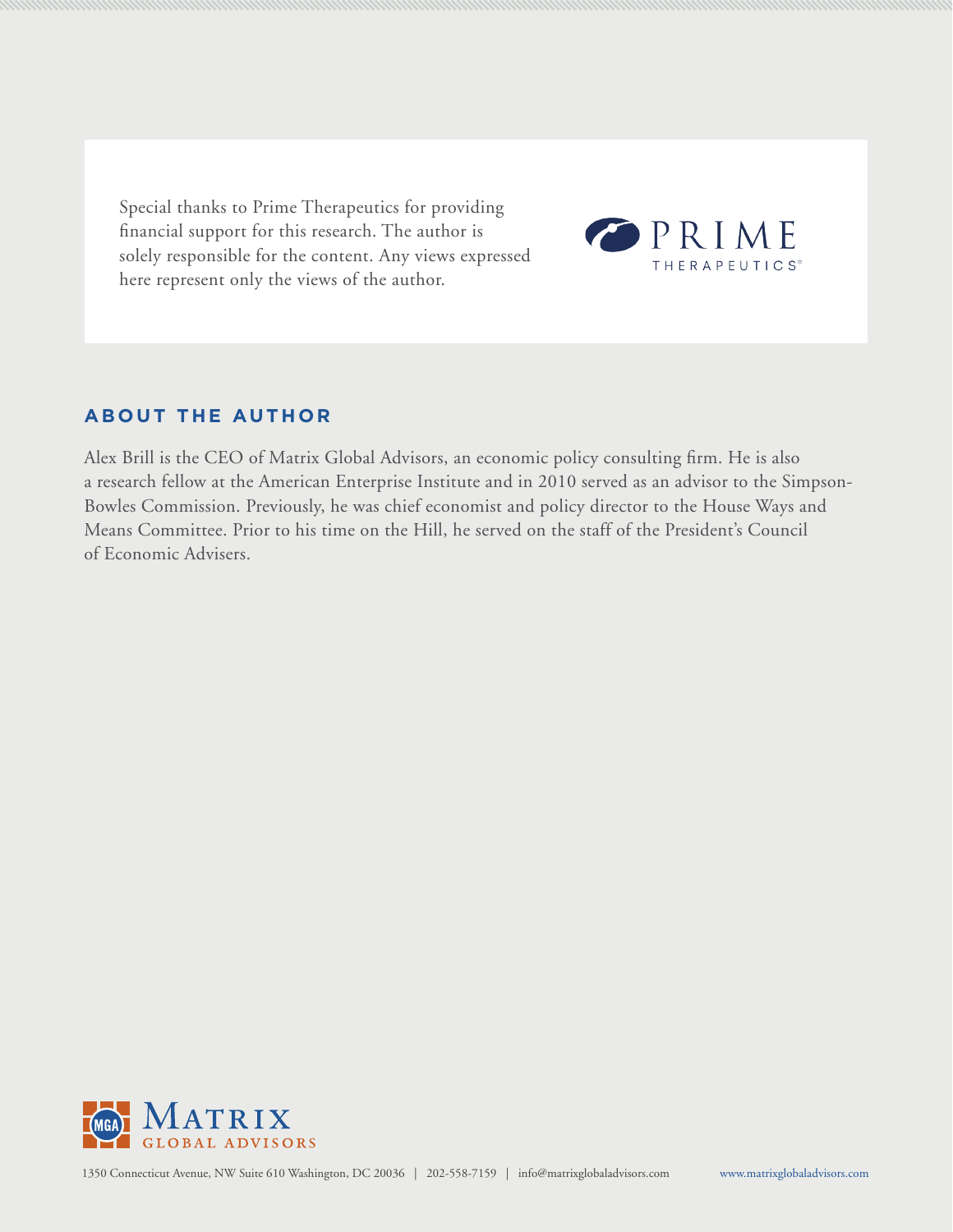Special thanks to Prime Therapeutics for providing financial support for this research. The author is solely responsible for the content. Any views expressed here represent only the views of the author.

PRIME THERAPEUTICS®

## ABOUT THE AUTHOR

Alex Brill is the CEO of Matrix Global Advisors, an economic policy consulting firm. He is also a research fellow at the American Enterprise Institute and in 2010 served as an advisor to the Simpson-Bowles Commission. Previously, he was chief economist and policy director to the House Ways and Means Committee. Prior to his time on the Hill, he served on the staff of the President's Council of Economic Advisers.

MGA Matrix Global Advisors

1350 Connecticut Avenue, NW Suite 610 Washington, DC 20036 | 202-558-7159 | info@matrixglobaladvisors.com www.matrixglobaladvisors.com